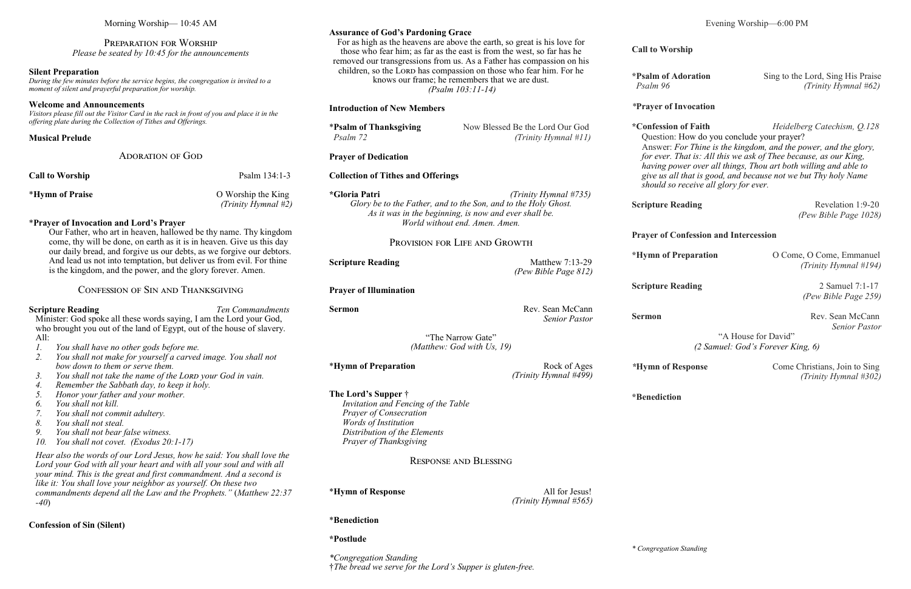Morning Worship— 10:45 AM

## Preparation for Worship

*Please be seated by 10:45 for the announcements*

**Silent Preparation**
*During the few minutes before the service begins, the congregation is invited to a moment of silent and prayerful preparation for worship.*

**Welcome and Announcements**
*Visitors please fill out the Visitor Card in the rack in front of you and place it in the offering plate during the Collection of Tithes and Offerings.*

**Musical Prelude**

## Adoration of God

**Call to Worship** — Psalm 134:1-3

\***Hymn of Praise** — O Worship the King *(Trinity Hymnal #2)*

\***Prayer of Invocation and Lord's Prayer**
Our Father, who art in heaven, hallowed be thy name. Thy kingdom come, thy will be done, on earth as it is in heaven. Give us this day our daily bread, and forgive us our debts, as we forgive our debtors. And lead us not into temptation, but deliver us from evil. For thine is the kingdom, and the power, and the glory forever. Amen.

## Confession of Sin and Thanksgiving

**Scripture Reading** — *Ten Commandments*

Minister: God spoke all these words saying, I am the Lord your God, who brought you out of the land of Egypt, out of the house of slavery.
All:

1. *You shall have no other gods before me.*
2. *You shall not make for yourself a carved image. You shall not bow down to them or serve them.*
3. *You shall not take the name of the Lord your God in vain.*
4. *Remember the Sabbath day, to keep it holy.*
5. *Honor your father and your mother.*
6. *You shall not kill.*
7. *You shall not commit adultery.*
8. *You shall not steal.*
9. *You shall not bear false witness.*
10. *You shall not covet. (Exodus 20:1-17)*

*Hear also the words of our Lord Jesus, how he said: You shall love the Lord your God with all your heart and with all your soul and with all your mind. This is the great and first commandment. And a second is like it: You shall love your neighbor as yourself. On these two commandments depend all the Law and the Prophets."* (*Matthew 22:37-40*)

**Confession of Sin (Silent)**

**Assurance of God's Pardoning Grace**
For as high as the heavens are above the earth, so great is his love for those who fear him; as far as the east is from the west, so far has he removed our transgressions from us. As a Father has compassion on his children, so the Lord has compassion on those who fear him. For he knows our frame; he remembers that we are dust.
*(Psalm 103:11-14)*

**Introduction of New Members**

\***Psalm of Thanksgiving** — Now Blessed Be the Lord Our God
*Psalm 72* — *(Trinity Hymnal #11)*

**Prayer of Dedication**

**Collection of Tithes and Offerings**

\***Gloria Patri** — *(Trinity Hymnal #735)*
*Glory be to the Father, and to the Son, and to the Holy Ghost.*
*As it was in the beginning, is now and ever shall be.*
*World without end. Amen. Amen.*

## Provision for Life and Growth

**Scripture Reading** — Matthew 7:13-29 *(Pew Bible Page 812)*

**Prayer of Illumination**

**Sermon** — Rev. Sean McCann, *Senior Pastor*

"The Narrow Gate"
*(Matthew: God with Us, 19)*

\***Hymn of Preparation** — Rock of Ages *(Trinity Hymnal #499)*

**The Lord's Supper** †
*Invitation and Fencing of the Table*
*Prayer of Consecration*
*Words of Institution*
*Distribution of the Elements*
*Prayer of Thanksgiving*

## Response and Blessing

\***Hymn of Response** — All for Jesus! *(Trinity Hymnal #565)*

\***Benediction**

\***Postlude**

*\*Congregation Standing*
*†The bread we serve for the Lord's Supper is gluten-free.*

---

Evening Worship—6:00 PM

**Call to Worship**

\***Psalm of Adoration** — Sing to the Lord, Sing His Praise
*Psalm 96* — *(Trinity Hymnal #62)*

\****Prayer of Invocation***

\***Confession of Faith** — *Heidelberg Catechism, Q.128*
Question: How do you conclude your prayer?
Answer: *For Thine is the kingdom, and the power, and the glory, for ever. That is: All this we ask of Thee because, as our King, having power over all things, Thou art both willing and able to give us all that is good, and because not we but Thy holy Name should so receive all glory for ever.*

**Scripture Reading** — Revelation 1:9-20 *(Pew Bible Page 1028)*

**Prayer of Confession and Intercession**

\***Hymn of Preparation** — O Come, O Come, Emmanuel *(Trinity Hymnal #194)*

**Scripture Reading** — 2 Samuel 7:1-17 *(Pew Bible Page 259)*

**Sermon** — Rev. Sean McCann, *Senior Pastor*

"A House for David"
*(2 Samuel: God's Forever King, 6)*

\****Hymn of Response*** — Come Christians, Join to Sing *(Trinity Hymnal #302)*

\***Benediction**

*\* Congregation Standing*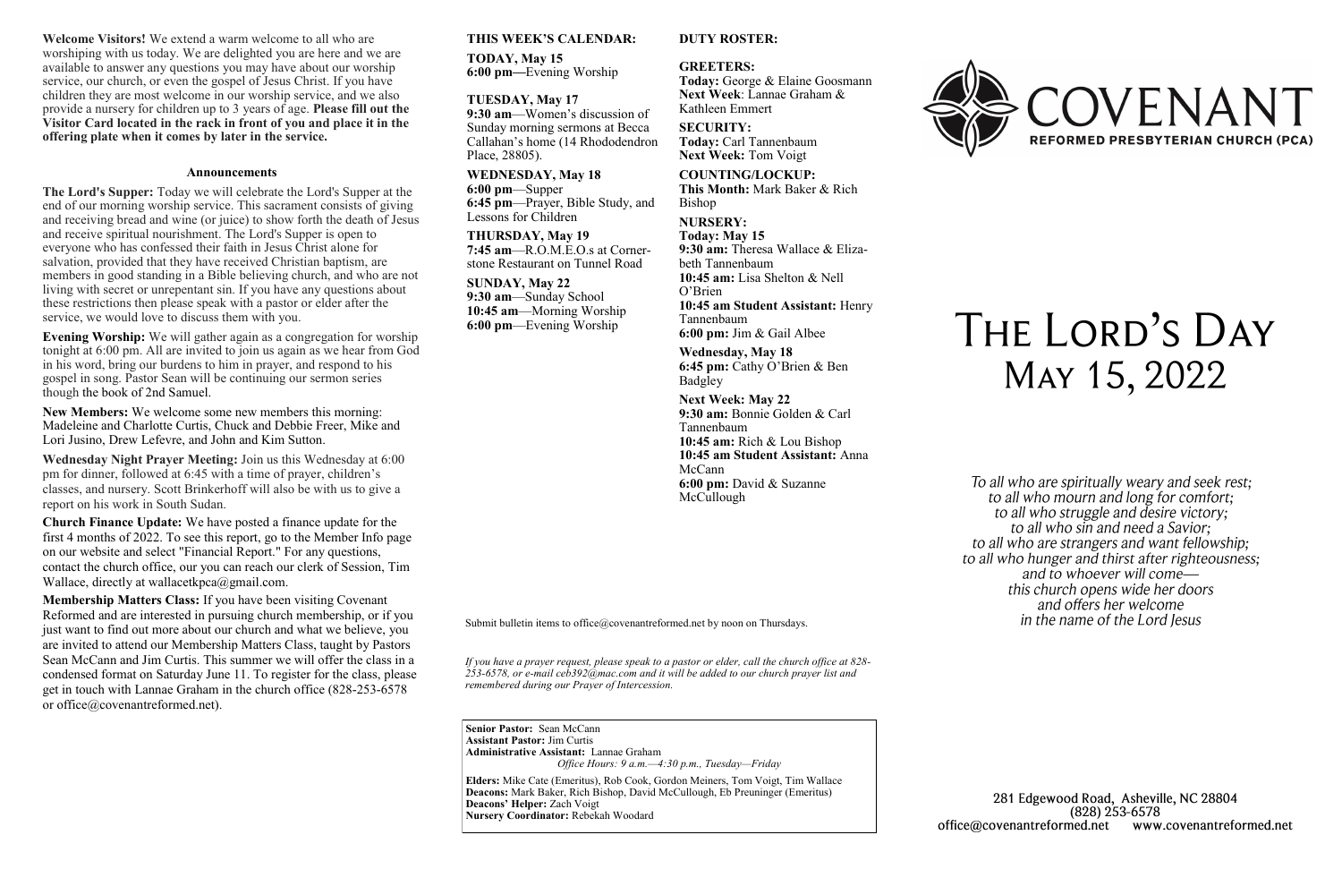**Welcome Visitors!** We extend a warm welcome to all who are worshiping with us today. We are delighted you are here and we are available to answer any questions you may have about our worship service, our church, or even the gospel of Jesus Christ. If you have children they are most welcome in our worship service, and we also provide a nursery for children up to 3 years of age. **Please fill out the Visitor Card located in the rack in front of you and place it in the offering plate when it comes by later in the service.**

## Announcements

**The Lord's Supper:** Today we will celebrate the Lord's Supper at the end of our morning worship service. This sacrament consists of giving and receiving bread and wine (or juice) to show forth the death of Jesus and receive spiritual nourishment. The Lord's Supper is open to everyone who has confessed their faith in Jesus Christ alone for salvation, provided that they have received Christian baptism, are members in good standing in a Bible believing church, and who are not living with secret or unrepentant sin. If you have any questions about these restrictions then please speak with a pastor or elder after the service, we would love to discuss them with you.

**Evening Worship:** We will gather again as a congregation for worship tonight at 6:00 pm. All are invited to join us again as we hear from God in his word, bring our burdens to him in prayer, and respond to his gospel in song. Pastor Sean will be continuing our sermon series though the book of 2nd Samuel.

**New Members:** We welcome some new members this morning: Madeleine and Charlotte Curtis, Chuck and Debbie Freer, Mike and Lori Jusino, Drew Lefevre, and John and Kim Sutton.

**Wednesday Night Prayer Meeting:** Join us this Wednesday at 6:00 pm for dinner, followed at 6:45 with a time of prayer, children's classes, and nursery. Scott Brinkerhoff will also be with us to give a report on his work in South Sudan.

**Church Finance Update:** We have posted a finance update for the first 4 months of 2022. To see this report, go to the Member Info page on our website and select "Financial Report." For any questions, contact the church office, our you can reach our clerk of Session, Tim Wallace, directly at wallacetkpca@gmail.com.

**Membership Matters Class:** If you have been visiting Covenant Reformed and are interested in pursuing church membership, or if you just want to find out more about our church and what we believe, you are invited to attend our Membership Matters Class, taught by Pastors Sean McCann and Jim Curtis. This summer we will offer the class in a condensed format on Saturday June 11. To register for the class, please get in touch with Lannae Graham in the church office (828-253-6578 or office@covenantreformed.net).

## THIS WEEK'S CALENDAR:

**TODAY, May 15**
**6:00 pm**—Evening Worship

**TUESDAY, May 17**
**9:30 am**—Women's discussion of Sunday morning sermons at Becca Callahan's home (14 Rhododendron Place, 28805).

**WEDNESDAY, May 18**
**6:00 pm**—Supper
**6:45 pm**—Prayer, Bible Study, and Lessons for Children

**THURSDAY, May 19**
**7:45 am**—R.O.M.E.O.s at Cornerstone Restaurant on Tunnel Road

**SUNDAY, May 22**
**9:30 am**—Sunday School
**10:45 am**—Morning Worship
**6:00 pm**—Evening Worship

## DUTY ROSTER:

**GREETERS:**
**Today:** George & Elaine Goosmann
**Next Week**: Lannae Graham & Kathleen Emmert

**SECURITY:**
**Today:** Carl Tannenbaum
**Next Week:** Tom Voigt

**COUNTING/LOCKUP:**
**This Month:** Mark Baker & Rich Bishop

**NURSERY:**
**Today: May 15**
**9:30 am:** Theresa Wallace & Elizabeth Tannenbaum
**10:45 am:** Lisa Shelton & Nell O'Brien
**10:45 am Student Assistant:** Henry Tannenbaum
**6:00 pm:** Jim & Gail Albee

**Wednesday, May 18**
**6:45 pm:** Cathy O'Brien & Ben Badgley

**Next Week: May 22**
**9:30 am:** Bonnie Golden & Carl Tannenbaum
**10:45 am:** Rich & Lou Bishop
**10:45 am Student Assistant:** Anna McCann
**6:00 pm:** David & Suzanne McCullough

Submit bulletin items to office@covenantreformed.net by noon on Thursdays.

*If you have a prayer request, please speak to a pastor or elder, call the church office at 828-253-6578, or e-mail ceb392@mac.com and it will be added to our church prayer list and remembered during our Prayer of Intercession.*

**Senior Pastor:** Sean McCann
**Assistant Pastor:** Jim Curtis
**Administrative Assistant:** Lannae Graham
*Office Hours: 9 a.m.—4:30 p.m., Tuesday—Friday*

**Elders:** Mike Cate (Emeritus), Rob Cook, Gordon Meiners, Tom Voigt, Tim Wallace
**Deacons:** Mark Baker, Rich Bishop, David McCullough, Eb Preuninger (Emeritus)
**Deacons' Helper:** Zach Voigt
**Nursery Coordinator:** Rebekah Woodard

# COVENANT
**REFORMED PRESBYTERIAN CHURCH (PCA)**

# The Lord's Day
## May 15, 2022

*To all who are spiritually weary and seek rest;*
*to all who mourn and long for comfort;*
*to all who struggle and desire victory;*
*to all who sin and need a Savior;*
*to all who are strangers and want fellowship;*
*to all who hunger and thirst after righteousness;*
*and to whoever will come—*
*this church opens wide her doors*
*and offers her welcome*
*in the name of the Lord Jesus*

281 Edgewood Road, Asheville, NC 28804
(828) 253-6578
office@covenantreformed.net www.covenantreformed.net